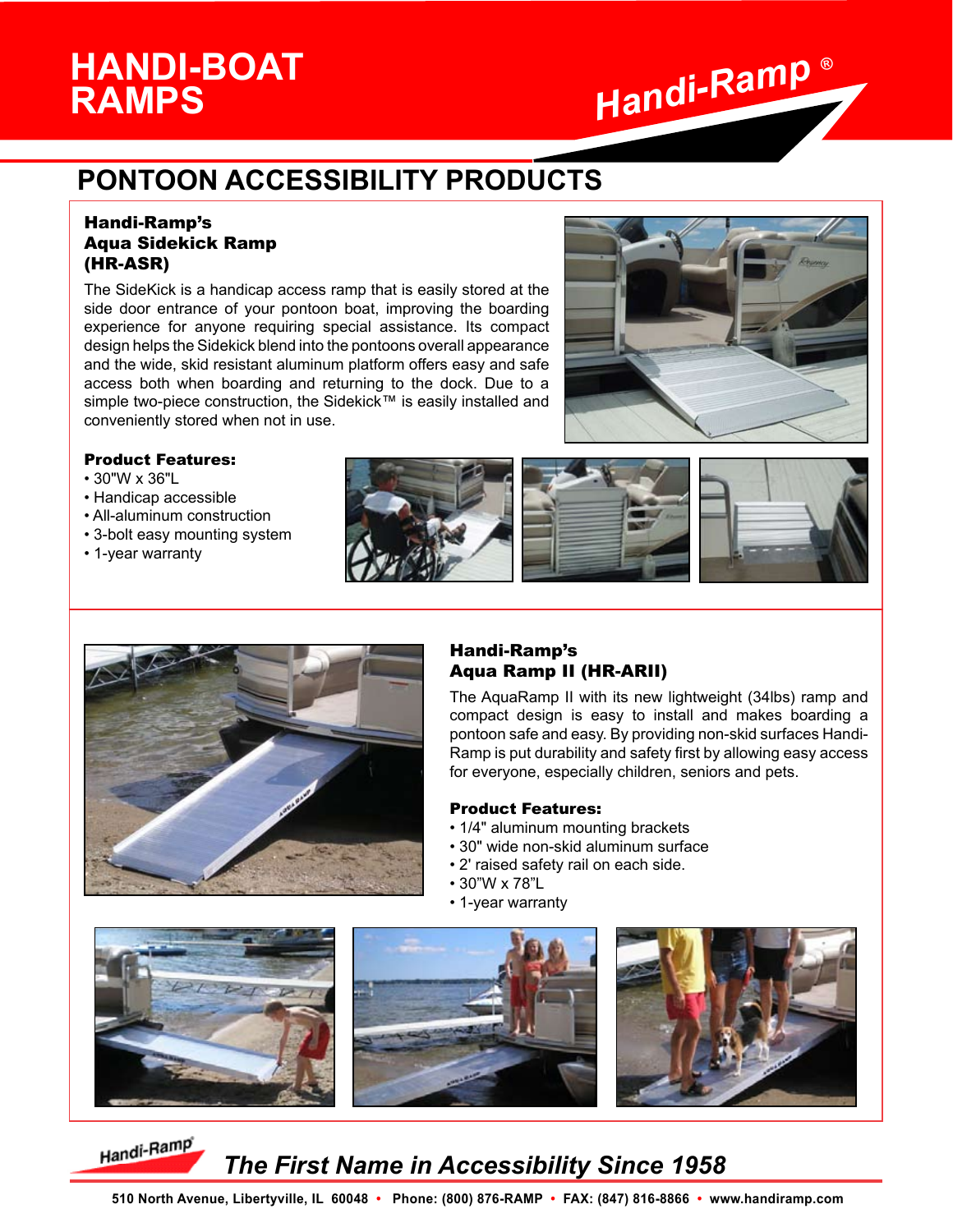# HANDI-BOAT RAMPS

Handi-Ramp®

## PONTOON ACCESSIBILITY PRODUCTS

### Handi-Ramp's Aqua Sidekick Ramp (HR-ASR)

The SideKick is a handicap access ramp that is easily stored at the side door entrance of your pontoon boat, improving the boarding experience for anyone requiring special assistance. Its compact design helps the Sidekick blend into the pontoons overall appearance and the wide, skid resistant aluminum platform offers easy and safe access both when boarding and returning to the dock. Due to a simple two-piece construction, the Sidekick™ is easily installed and conveniently stored when not in use.

**Product Features:**

- 30"W x 36"L
- Handicap accessible
- All-aluminum construction
- 3-bolt easy mounting system
- 1-year warranty

### Handi-Ramp's Aqua Ramp II (HR-ARII)

The AquaRamp II with its new lightweight (34lbs) ramp and compact design is easy to install and makes boarding a pontoon safe and easy. By providing non-skid surfaces Handi-Ramp is put durability and safety first by allowing easy access for everyone, especially children, seniors and pets.

**Product Features:**

- 1/4" aluminum mounting brackets
- 30" wide non-skid aluminum surface
- 2' raised safety rail on each side.
- 30"W x 78"L
- 1-year warranty

Handi-Ramp®

*The First Name in Accessibility Since 1958*

510 North Avenue, Libertyville, IL 60048 • Phone: (800) 876-RAMP • FAX: (847) 816-8866 • www.handiramp.com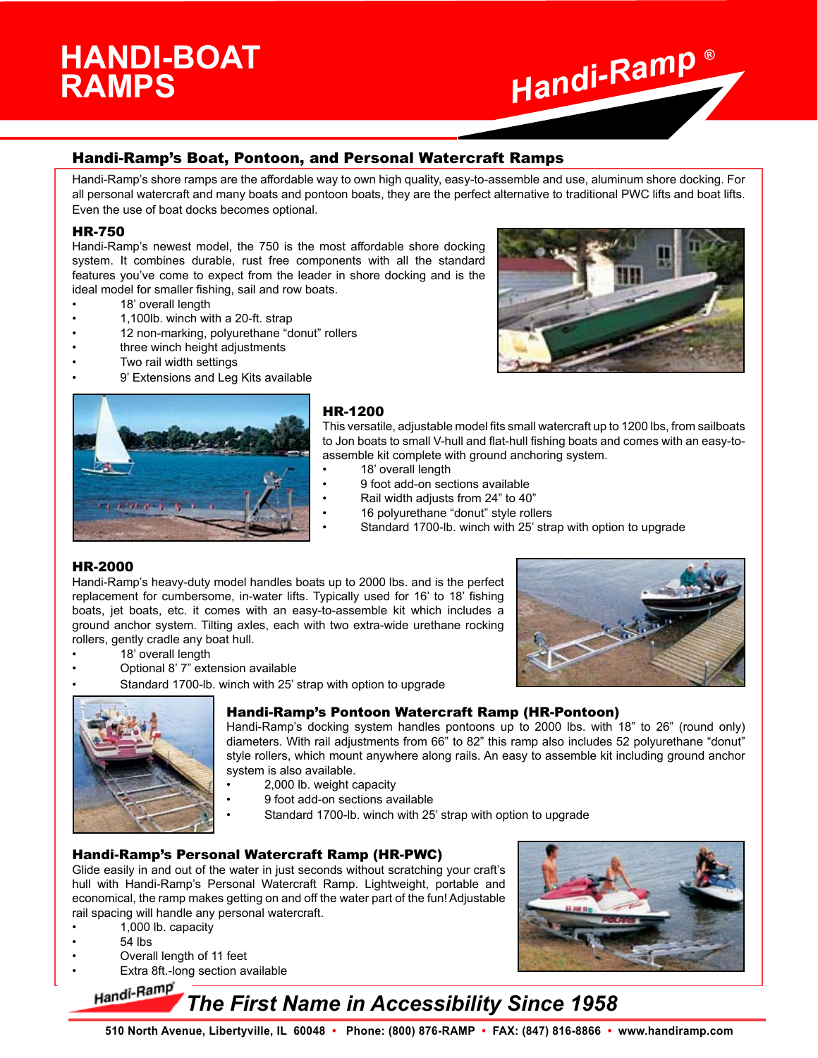# HANDI-BOAT RAMPS

Handi-Ramp®

## Handi-Ramp's Boat, Pontoon, and Personal Watercraft Ramps

Handi-Ramp's shore ramps are the affordable way to own high quality, easy-to-assemble and use, aluminum shore docking. For all personal watercraft and many boats and pontoon boats, they are the perfect alternative to traditional PWC lifts and boat lifts. Even the use of boat docks becomes optional.

### HR-750

Handi-Ramp's newest model, the 750 is the most affordable shore docking system. It combines durable, rust free components with all the standard features you've come to expect from the leader in shore docking and is the ideal model for smaller fishing, sail and row boats.

- 18' overall length
- 1,100lb. winch with a 20-ft. strap
- 12 non-marking, polyurethane "donut" rollers
- three winch height adjustments
- Two rail width settings
- 9' Extensions and Leg Kits available

### HR-1200

This versatile, adjustable model fits small watercraft up to 1200 lbs, from sailboats to Jon boats to small V-hull and flat-hull fishing boats and comes with an easy-to-assemble kit complete with ground anchoring system.

- 18' overall length
- 9 foot add-on sections available
- Rail width adjusts from 24" to 40"
- 16 polyurethane "donut" style rollers
- Standard 1700-lb. winch with 25' strap with option to upgrade

### HR-2000

Handi-Ramp's heavy-duty model handles boats up to 2000 lbs. and is the perfect replacement for cumbersome, in-water lifts. Typically used for 16' to 18' fishing boats, jet boats, etc. it comes with an easy-to-assemble kit which includes a ground anchor system. Tilting axles, each with two extra-wide urethane rocking rollers, gently cradle any boat hull.

- 18' overall length
- Optional 8' 7" extension available
- Standard 1700-lb. winch with 25' strap with option to upgrade

### Handi-Ramp's Pontoon Watercraft Ramp (HR-Pontoon)

Handi-Ramp's docking system handles pontoons up to 2000 lbs. with 18" to 26" (round only) diameters. With rail adjustments from 66" to 82" this ramp also includes 52 polyurethane "donut" style rollers, which mount anywhere along rails. An easy to assemble kit including ground anchor system is also available.

- 2,000 lb. weight capacity
- 9 foot add-on sections available
- Standard 1700-lb. winch with 25' strap with option to upgrade

### Handi-Ramp's Personal Watercraft Ramp (HR-PWC)

Glide easily in and out of the water in just seconds without scratching your craft's hull with Handi-Ramp's Personal Watercraft Ramp. Lightweight, portable and economical, the ramp makes getting on and off the water part of the fun! Adjustable rail spacing will handle any personal watercraft.

- 1,000 lb. capacity
- 54 lbs
- Overall length of 11 feet
- Extra 8ft.-long section available

Handi-Ramp® *The First Name in Accessibility Since 1958*

510 North Avenue, Libertyville, IL 60048 • Phone: (800) 876-RAMP • FAX: (847) 816-8866 • www.handiramp.com